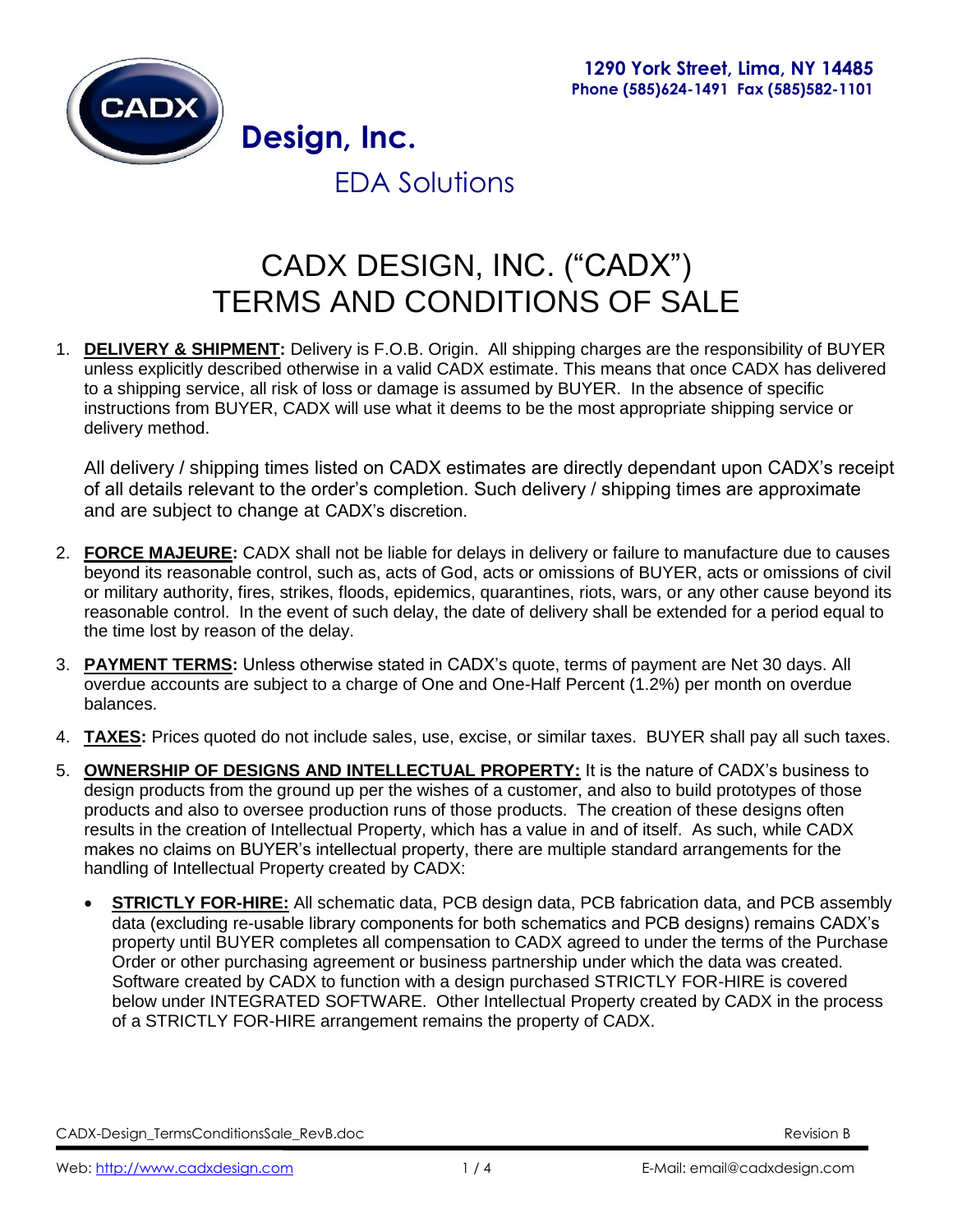1290 York Street, Lima, NY 14485
Phone (585)624-1491 Fax (585)582-1101

CADX Design, Inc.

EDA Solutions

# CADX DESIGN, INC. ("CADX") TERMS AND CONDITIONS OF SALE

1. **DELIVERY & SHIPMENT:** Delivery is F.O.B. Origin. All shipping charges are the responsibility of BUYER unless explicitly described otherwise in a valid CADX estimate. This means that once CADX has delivered to a shipping service, all risk of loss or damage is assumed by BUYER. In the absence of specific instructions from BUYER, CADX will use what it deems to be the most appropriate shipping service or delivery method.

   All delivery / shipping times listed on CADX estimates are directly dependant upon CADX's receipt of all details relevant to the order's completion. Such delivery / shipping times are approximate and are subject to change at CADX's discretion.

2. **FORCE MAJEURE:** CADX shall not be liable for delays in delivery or failure to manufacture due to causes beyond its reasonable control, such as, acts of God, acts or omissions of BUYER, acts or omissions of civil or military authority, fires, strikes, floods, epidemics, quarantines, riots, wars, or any other cause beyond its reasonable control. In the event of such delay, the date of delivery shall be extended for a period equal to the time lost by reason of the delay.

3. **PAYMENT TERMS:** Unless otherwise stated in CADX's quote, terms of payment are Net 30 days. All overdue accounts are subject to a charge of One and One-Half Percent (1.2%) per month on overdue balances.

4. **TAXES:** Prices quoted do not include sales, use, excise, or similar taxes. BUYER shall pay all such taxes.

5. **OWNERSHIP OF DESIGNS AND INTELLECTUAL PROPERTY:** It is the nature of CADX's business to design products from the ground up per the wishes of a customer, and also to build prototypes of those products and also to oversee production runs of those products. The creation of these designs often results in the creation of Intellectual Property, which has a value in and of itself. As such, while CADX makes no claims on BUYER's intellectual property, there are multiple standard arrangements for the handling of Intellectual Property created by CADX:

   - **STRICTLY FOR-HIRE:** All schematic data, PCB design data, PCB fabrication data, and PCB assembly data (excluding re-usable library components for both schematics and PCB designs) remains CADX's property until BUYER completes all compensation to CADX agreed to under the terms of the Purchase Order or other purchasing agreement or business partnership under which the data was created. Software created by CADX to function with a design purchased STRICTLY FOR-HIRE is covered below under INTEGRATED SOFTWARE. Other Intellectual Property created by CADX in the process of a STRICTLY FOR-HIRE arrangement remains the property of CADX.

CADX-Design_TermsConditionsSale_RevB.doc — Revision B

Web: http://www.cadxdesign.com — E-Mail: email@cadxdesign.com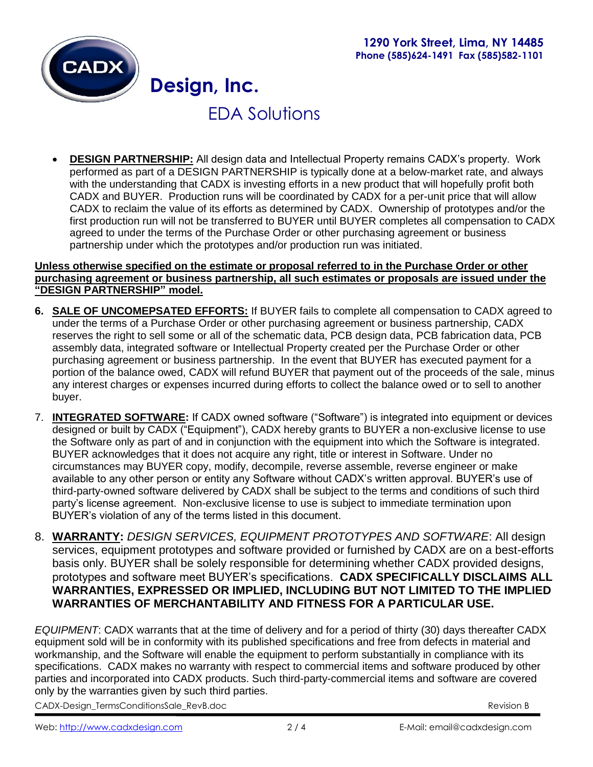- **DESIGN PARTNERSHIP:** All design data and Intellectual Property remains CADX's property. Work performed as part of a DESIGN PARTNERSHIP is typically done at a below-market rate, and always with the understanding that CADX is investing efforts in a new product that will hopefully profit both CADX and BUYER. Production runs will be coordinated by CADX for a per-unit price that will allow CADX to reclaim the value of its efforts as determined by CADX. Ownership of prototypes and/or the first production run will not be transferred to BUYER until BUYER completes all compensation to CADX agreed to under the terms of the Purchase Order or other purchasing agreement or business partnership under which the prototypes and/or production run was initiated.

**Unless otherwise specified on the estimate or proposal referred to in the Purchase Order or other purchasing agreement or business partnership, all such estimates or proposals are issued under the "DESIGN PARTNERSHIP" model.**

6. **SALE OF UNCOMEPSATED EFFORTS:** If BUYER fails to complete all compensation to CADX agreed to under the terms of a Purchase Order or other purchasing agreement or business partnership, CADX reserves the right to sell some or all of the schematic data, PCB design data, PCB fabrication data, PCB assembly data, integrated software or Intellectual Property created per the Purchase Order or other purchasing agreement or business partnership. In the event that BUYER has executed payment for a portion of the balance owed, CADX will refund BUYER that payment out of the proceeds of the sale, minus any interest charges or expenses incurred during efforts to collect the balance owed or to sell to another buyer.

7. **INTEGRATED SOFTWARE:** If CADX owned software ("Software") is integrated into equipment or devices designed or built by CADX ("Equipment"), CADX hereby grants to BUYER a non-exclusive license to use the Software only as part of and in conjunction with the equipment into which the Software is integrated. BUYER acknowledges that it does not acquire any right, title or interest in Software. Under no circumstances may BUYER copy, modify, decompile, reverse assemble, reverse engineer or make available to any other person or entity any Software without CADX's written approval. BUYER's use of third-party-owned software delivered by CADX shall be subject to the terms and conditions of such third party's license agreement. Non-exclusive license to use is subject to immediate termination upon BUYER's violation of any of the terms listed in this document.

8. **WARRANTY:** *DESIGN SERVICES, EQUIPMENT PROTOTYPES AND SOFTWARE*: All design services, equipment prototypes and software provided or furnished by CADX are on a best-efforts basis only. BUYER shall be solely responsible for determining whether CADX provided designs, prototypes and software meet BUYER's specifications. **CADX SPECIFICALLY DISCLAIMS ALL WARRANTIES, EXPRESSED OR IMPLIED, INCLUDING BUT NOT LIMITED TO THE IMPLIED WARRANTIES OF MERCHANTABILITY AND FITNESS FOR A PARTICULAR USE.**

*EQUIPMENT*: CADX warrants that at the time of delivery and for a period of thirty (30) days thereafter CADX equipment sold will be in conformity with its published specifications and free from defects in material and workmanship, and the Software will enable the equipment to perform substantially in compliance with its specifications. CADX makes no warranty with respect to commercial items and software produced by other parties and incorporated into CADX products. Such third-party-commercial items and software are covered only by the warranties given by such third parties.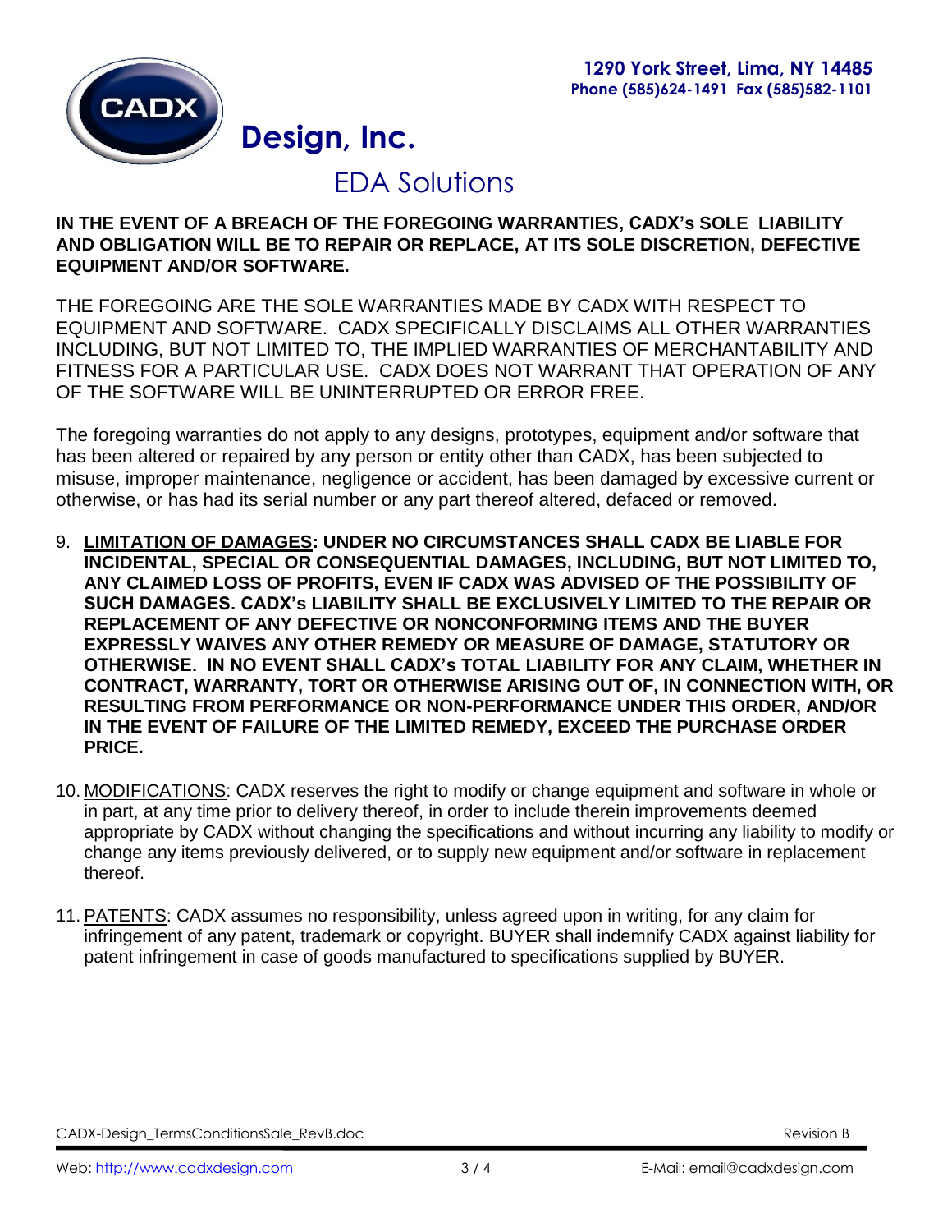**IN THE EVENT OF A BREACH OF THE FOREGOING WARRANTIES, CADX's SOLE LIABILITY AND OBLIGATION WILL BE TO REPAIR OR REPLACE, AT ITS SOLE DISCRETION, DEFECTIVE EQUIPMENT AND/OR SOFTWARE.**

THE FOREGOING ARE THE SOLE WARRANTIES MADE BY CADX WITH RESPECT TO EQUIPMENT AND SOFTWARE. CADX SPECIFICALLY DISCLAIMS ALL OTHER WARRANTIES INCLUDING, BUT NOT LIMITED TO, THE IMPLIED WARRANTIES OF MERCHANTABILITY AND FITNESS FOR A PARTICULAR USE. CADX DOES NOT WARRANT THAT OPERATION OF ANY OF THE SOFTWARE WILL BE UNINTERRUPTED OR ERROR FREE.

The foregoing warranties do not apply to any designs, prototypes, equipment and/or software that has been altered or repaired by any person or entity other than CADX, has been subjected to misuse, improper maintenance, negligence or accident, has been damaged by excessive current or otherwise, or has had its serial number or any part thereof altered, defaced or removed.

9. **LIMITATION OF DAMAGES: UNDER NO CIRCUMSTANCES SHALL CADX BE LIABLE FOR INCIDENTAL, SPECIAL OR CONSEQUENTIAL DAMAGES, INCLUDING, BUT NOT LIMITED TO, ANY CLAIMED LOSS OF PROFITS, EVEN IF CADX WAS ADVISED OF THE POSSIBILITY OF SUCH DAMAGES. CADX's LIABILITY SHALL BE EXCLUSIVELY LIMITED TO THE REPAIR OR REPLACEMENT OF ANY DEFECTIVE OR NONCONFORMING ITEMS AND THE BUYER EXPRESSLY WAIVES ANY OTHER REMEDY OR MEASURE OF DAMAGE, STATUTORY OR OTHERWISE. IN NO EVENT SHALL CADX's TOTAL LIABILITY FOR ANY CLAIM, WHETHER IN CONTRACT, WARRANTY, TORT OR OTHERWISE ARISING OUT OF, IN CONNECTION WITH, OR RESULTING FROM PERFORMANCE OR NON-PERFORMANCE UNDER THIS ORDER, AND/OR IN THE EVENT OF FAILURE OF THE LIMITED REMEDY, EXCEED THE PURCHASE ORDER PRICE.**

10. MODIFICATIONS: CADX reserves the right to modify or change equipment and software in whole or in part, at any time prior to delivery thereof, in order to include therein improvements deemed appropriate by CADX without changing the specifications and without incurring any liability to modify or change any items previously delivered, or to supply new equipment and/or software in replacement thereof.

11. PATENTS: CADX assumes no responsibility, unless agreed upon in writing, for any claim for infringement of any patent, trademark or copyright. BUYER shall indemnify CADX against liability for patent infringement in case of goods manufactured to specifications supplied by BUYER.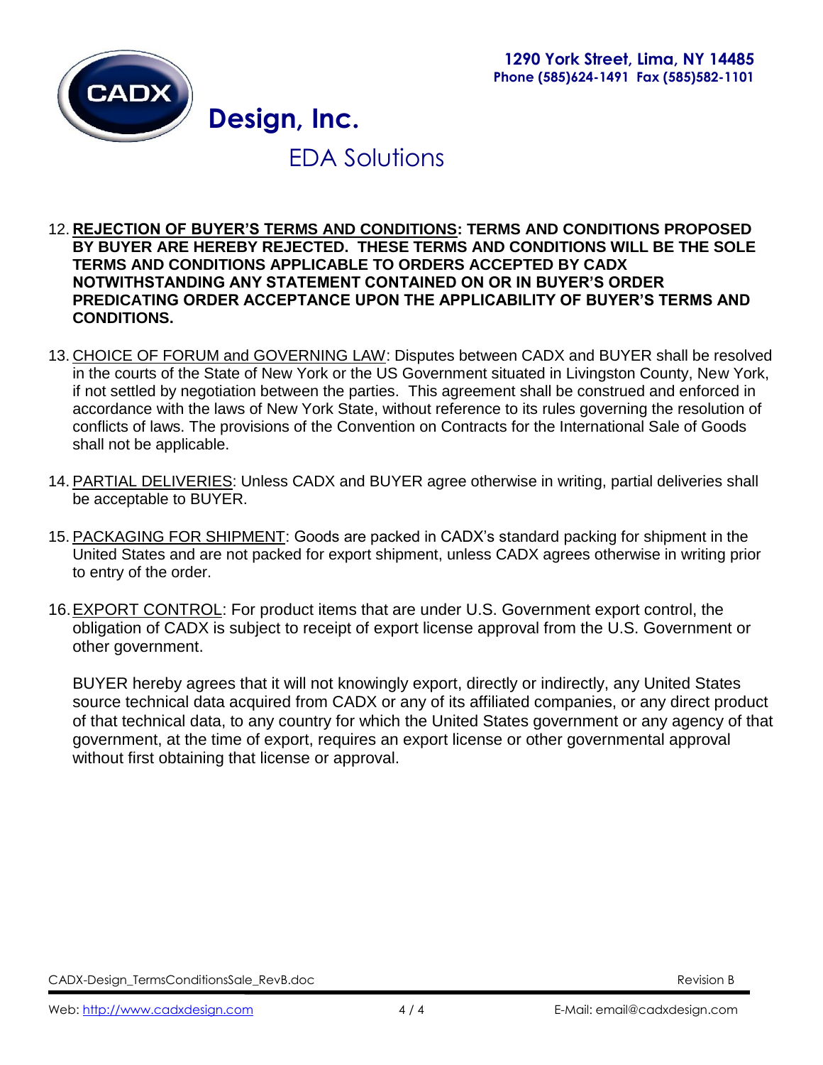12. **REJECTION OF BUYER'S TERMS AND CONDITIONS: TERMS AND CONDITIONS PROPOSED BY BUYER ARE HEREBY REJECTED. THESE TERMS AND CONDITIONS WILL BE THE SOLE TERMS AND CONDITIONS APPLICABLE TO ORDERS ACCEPTED BY CADX NOTWITHSTANDING ANY STATEMENT CONTAINED ON OR IN BUYER'S ORDER PREDICATING ORDER ACCEPTANCE UPON THE APPLICABILITY OF BUYER'S TERMS AND CONDITIONS.**

13. CHOICE OF FORUM and GOVERNING LAW: Disputes between CADX and BUYER shall be resolved in the courts of the State of New York or the US Government situated in Livingston County, New York, if not settled by negotiation between the parties. This agreement shall be construed and enforced in accordance with the laws of New York State, without reference to its rules governing the resolution of conflicts of laws. The provisions of the Convention on Contracts for the International Sale of Goods shall not be applicable.

14. PARTIAL DELIVERIES: Unless CADX and BUYER agree otherwise in writing, partial deliveries shall be acceptable to BUYER.

15. PACKAGING FOR SHIPMENT: Goods are packed in CADX's standard packing for shipment in the United States and are not packed for export shipment, unless CADX agrees otherwise in writing prior to entry of the order.

16. EXPORT CONTROL: For product items that are under U.S. Government export control, the obligation of CADX is subject to receipt of export license approval from the U.S. Government or other government.

    BUYER hereby agrees that it will not knowingly export, directly or indirectly, any United States source technical data acquired from CADX or any of its affiliated companies, or any direct product of that technical data, to any country for which the United States government or any agency of that government, at the time of export, requires an export license or other governmental approval without first obtaining that license or approval.